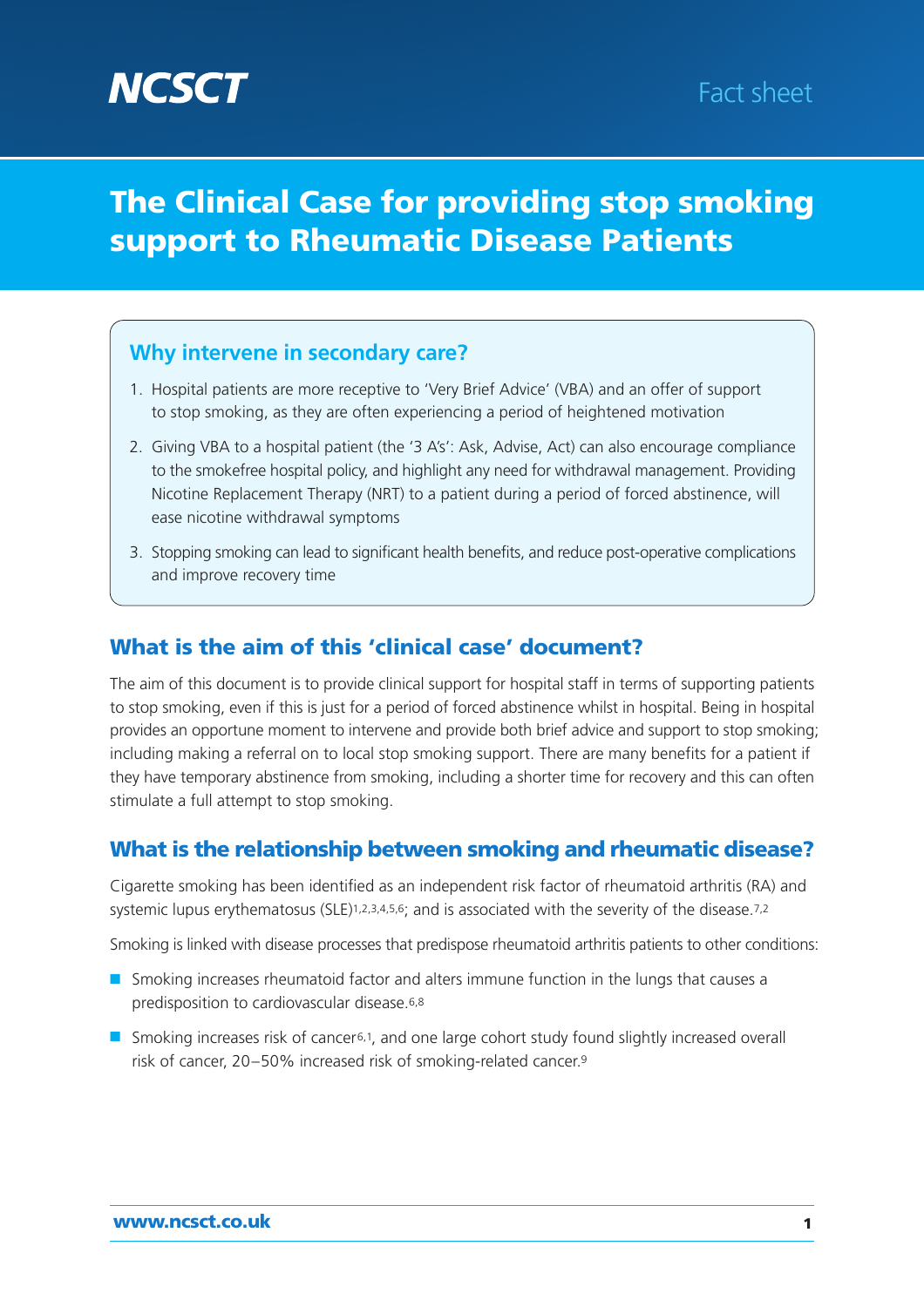NCSCT

Fact sheet

# The Clinical Case for providing stop smoking support to Rheumatic Disease Patients

### Why intervene in secondary care?

1. Hospital patients are more receptive to 'Very Brief Advice' (VBA) and an offer of support to stop smoking, as they are often experiencing a period of heightened motivation
2. Giving VBA to a hospital patient (the '3 A's': Ask, Advise, Act) can also encourage compliance to the smokefree hospital policy, and highlight any need for withdrawal management. Providing Nicotine Replacement Therapy (NRT) to a patient during a period of forced abstinence, will ease nicotine withdrawal symptoms
3. Stopping smoking can lead to significant health benefits, and reduce post-operative complications and improve recovery time

## What is the aim of this 'clinical case' document?

The aim of this document is to provide clinical support for hospital staff in terms of supporting patients to stop smoking, even if this is just for a period of forced abstinence whilst in hospital. Being in hospital provides an opportune moment to intervene and provide both brief advice and support to stop smoking; including making a referral on to local stop smoking support. There are many benefits for a patient if they have temporary abstinence from smoking, including a shorter time for recovery and this can often stimulate a full attempt to stop smoking.

## What is the relationship between smoking and rheumatic disease?

Cigarette smoking has been identified as an independent risk factor of rheumatoid arthritis (RA) and systemic lupus erythematosus (SLE)[1,2,3,4,5,6]; and is associated with the severity of the disease.[7,2]

Smoking is linked with disease processes that predispose rheumatoid arthritis patients to other conditions:

- Smoking increases rheumatoid factor and alters immune function in the lungs that causes a predisposition to cardiovascular disease.[6,8]
- Smoking increases risk of cancer[6,1], and one large cohort study found slightly increased overall risk of cancer, 20–50% increased risk of smoking-related cancer.[9]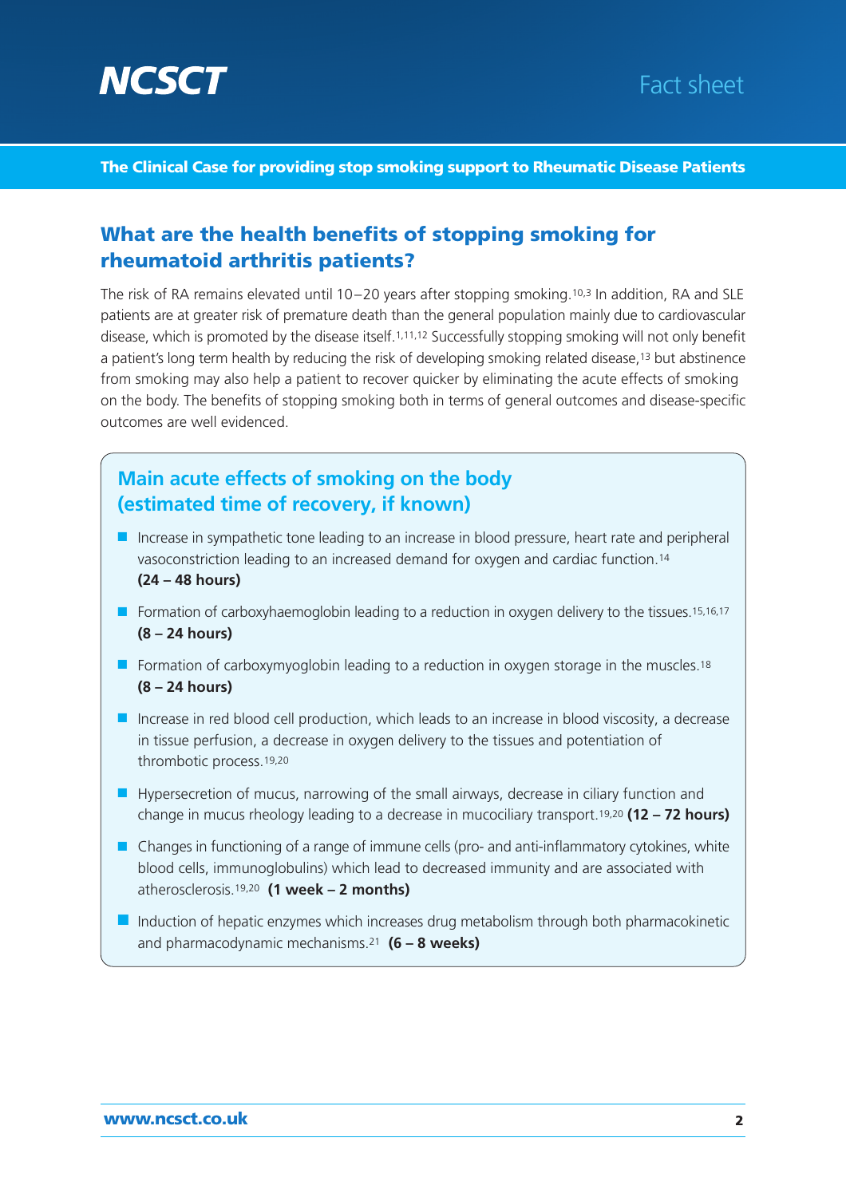## What are the health benefits of stopping smoking for rheumatoid arthritis patients?

The risk of RA remains elevated until 10–20 years after stopping smoking.[10,3] In addition, RA and SLE patients are at greater risk of premature death than the general population mainly due to cardiovascular disease, which is promoted by the disease itself.[1,11,12] Successfully stopping smoking will not only benefit a patient's long term health by reducing the risk of developing smoking related disease,[13] but abstinence from smoking may also help a patient to recover quicker by eliminating the acute effects of smoking on the body. The benefits of stopping smoking both in terms of general outcomes and disease-specific outcomes are well evidenced.

### Main acute effects of smoking on the body (estimated time of recovery, if known)

- Increase in sympathetic tone leading to an increase in blood pressure, heart rate and peripheral vasoconstriction leading to an increased demand for oxygen and cardiac function.[14] **(24 – 48 hours)**
- Formation of carboxyhaemoglobin leading to a reduction in oxygen delivery to the tissues.[15,16,17] **(8 – 24 hours)**
- Formation of carboxymyoglobin leading to a reduction in oxygen storage in the muscles.[18] **(8 – 24 hours)**
- Increase in red blood cell production, which leads to an increase in blood viscosity, a decrease in tissue perfusion, a decrease in oxygen delivery to the tissues and potentiation of thrombotic process.[19,20]
- Hypersecretion of mucus, narrowing of the small airways, decrease in ciliary function and change in mucus rheology leading to a decrease in mucociliary transport.[19,20] **(12 – 72 hours)**
- Changes in functioning of a range of immune cells (pro- and anti-inflammatory cytokines, white blood cells, immunoglobulins) which lead to decreased immunity and are associated with atherosclerosis.[19,20] **(1 week – 2 months)**
- Induction of hepatic enzymes which increases drug metabolism through both pharmacokinetic and pharmacodynamic mechanisms.[21] **(6 – 8 weeks)**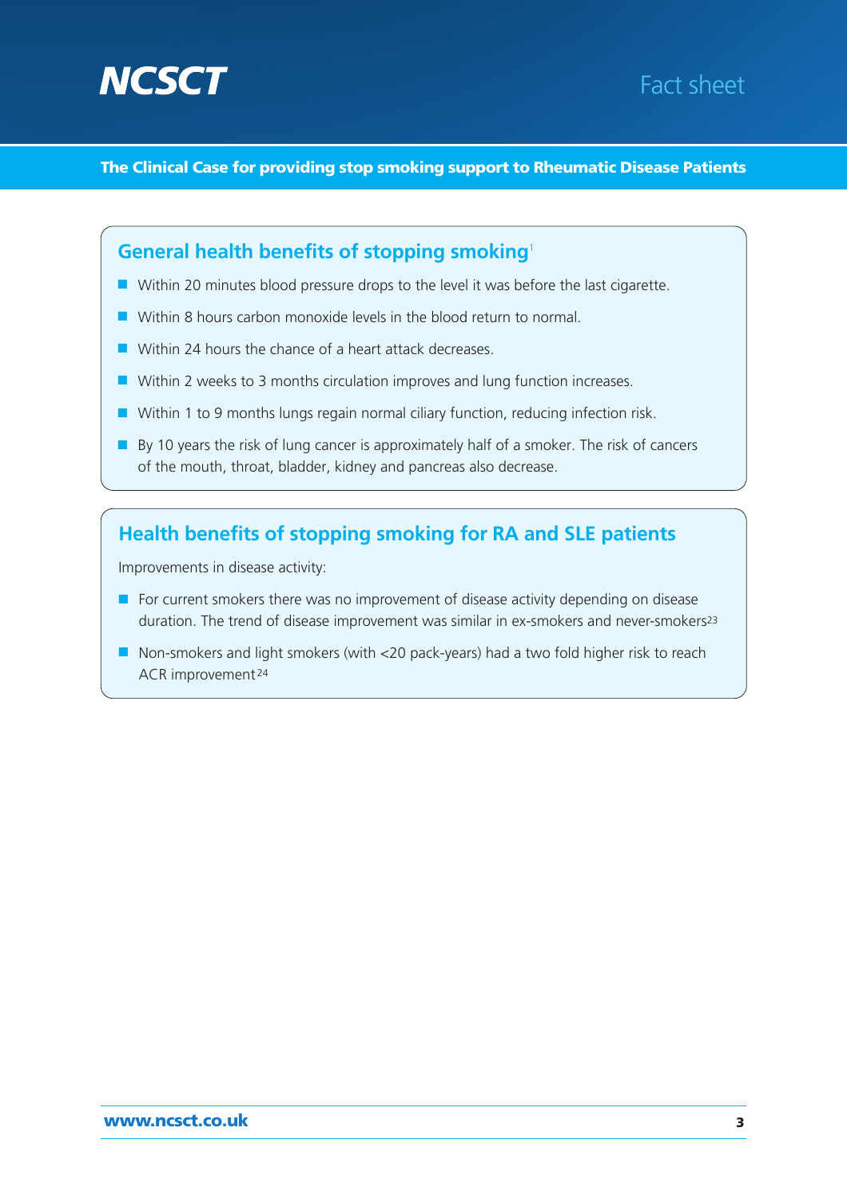The Clinical Case for providing stop smoking support to Rheumatic Disease Patients

## General health benefits of stopping smoking[1]

- Within 20 minutes blood pressure drops to the level it was before the last cigarette.
- Within 8 hours carbon monoxide levels in the blood return to normal.
- Within 24 hours the chance of a heart attack decreases.
- Within 2 weeks to 3 months circulation improves and lung function increases.
- Within 1 to 9 months lungs regain normal ciliary function, reducing infection risk.
- By 10 years the risk of lung cancer is approximately half of a smoker. The risk of cancers of the mouth, throat, bladder, kidney and pancreas also decrease.

## Health benefits of stopping smoking for RA and SLE patients

Improvements in disease activity:

- For current smokers there was no improvement of disease activity depending on disease duration. The trend of disease improvement was similar in ex-smokers and never-smokers[23]
- Non-smokers and light smokers (with <20 pack-years) had a two fold higher risk to reach ACR improvement[24]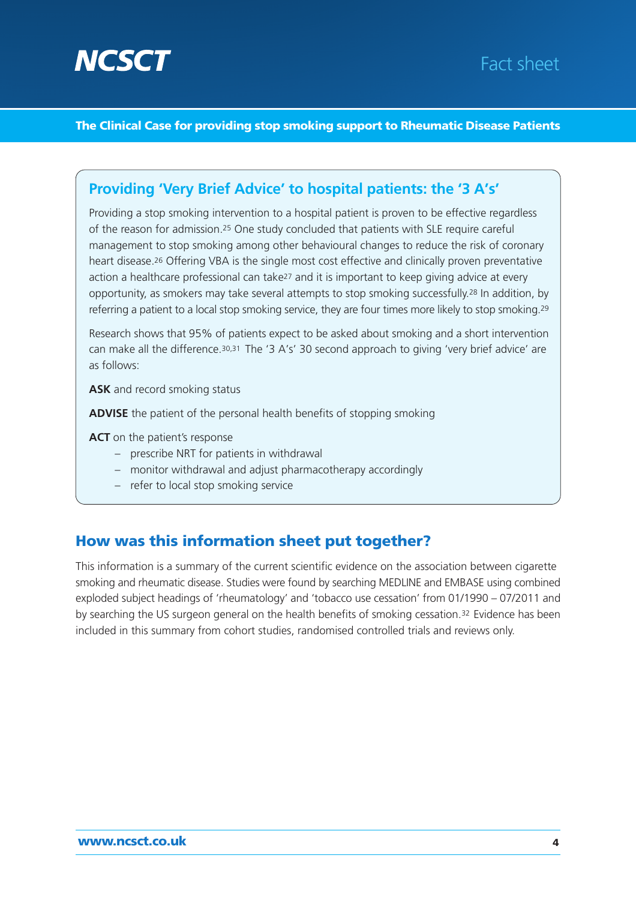## Providing 'Very Brief Advice' to hospital patients: the '3 A's'

Providing a stop smoking intervention to a hospital patient is proven to be effective regardless of the reason for admission.[25] One study concluded that patients with SLE require careful management to stop smoking among other behavioural changes to reduce the risk of coronary heart disease.[26] Offering VBA is the single most cost effective and clinically proven preventative action a healthcare professional can take[27] and it is important to keep giving advice at every opportunity, as smokers may take several attempts to stop smoking successfully.[28] In addition, by referring a patient to a local stop smoking service, they are four times more likely to stop smoking.[29]

Research shows that 95% of patients expect to be asked about smoking and a short intervention can make all the difference.[30,31] The '3 A's' 30 second approach to giving 'very brief advice' are as follows:

**ASK** and record smoking status

**ADVISE** the patient of the personal health benefits of stopping smoking

**ACT** on the patient's response

- prescribe NRT for patients in withdrawal
- monitor withdrawal and adjust pharmacotherapy accordingly
- refer to local stop smoking service

## How was this information sheet put together?

This information is a summary of the current scientific evidence on the association between cigarette smoking and rheumatic disease. Studies were found by searching MEDLINE and EMBASE using combined exploded subject headings of 'rheumatology' and 'tobacco use cessation' from 01/1990 – 07/2011 and by searching the US surgeon general on the health benefits of smoking cessation.[32] Evidence has been included in this summary from cohort studies, randomised controlled trials and reviews only.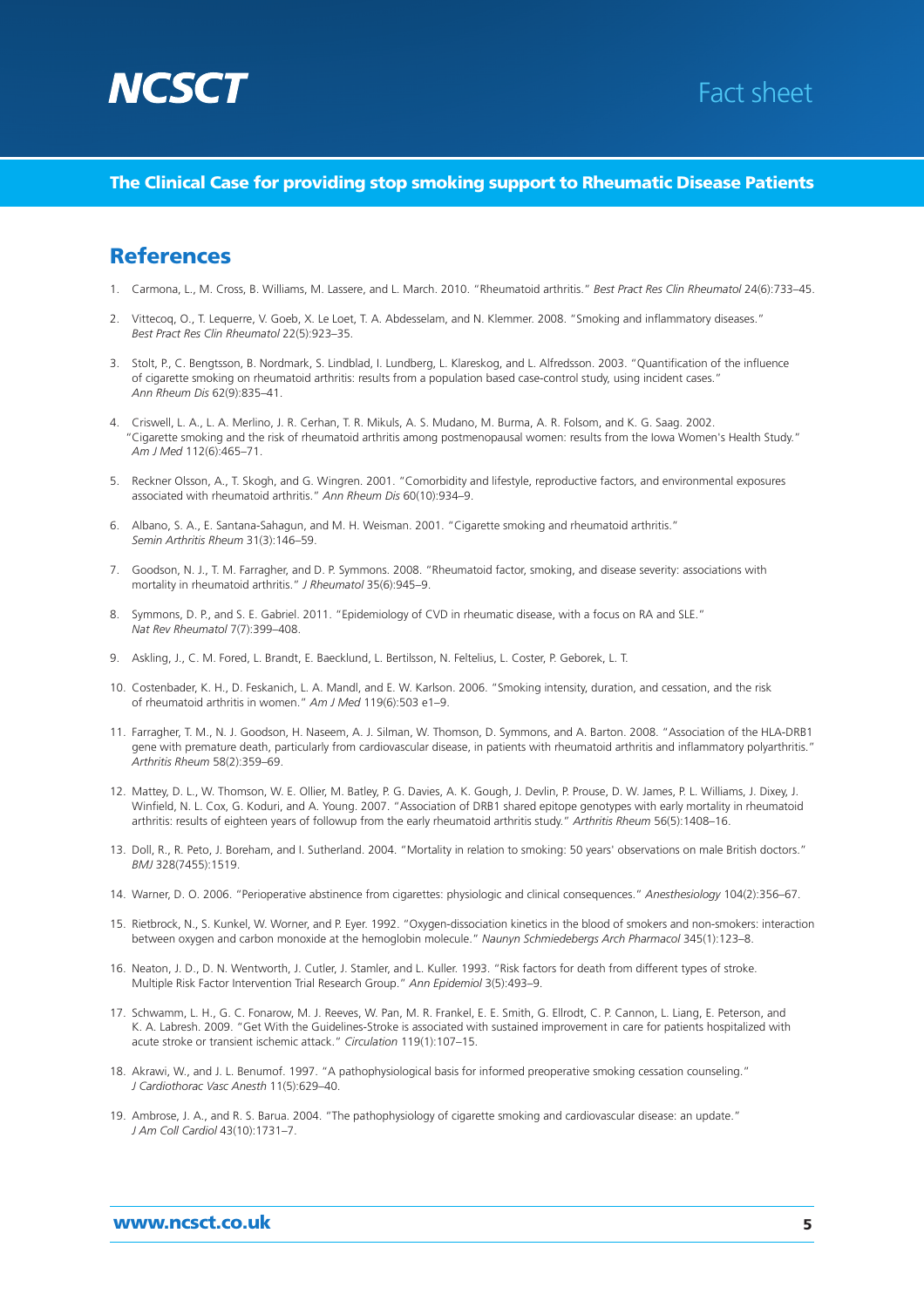## References

1. Carmona, L., M. Cross, B. Williams, M. Lassere, and L. March. 2010. "Rheumatoid arthritis." *Best Pract Res Clin Rheumatol* 24(6):733–45.

2. Vittecoq, O., T. Lequerre, V. Goeb, X. Le Loet, T. A. Abdesselam, and N. Klemmer. 2008. "Smoking and inflammatory diseases." *Best Pract Res Clin Rheumatol* 22(5):923–35.

3. Stolt, P., C. Bengtsson, B. Nordmark, S. Lindblad, I. Lundberg, L. Klareskog, and L. Alfredsson. 2003. "Quantification of the influence of cigarette smoking on rheumatoid arthritis: results from a population based case-control study, using incident cases." *Ann Rheum Dis* 62(9):835–41.

4. Criswell, L. A., L. A. Merlino, J. R. Cerhan, T. R. Mikuls, A. S. Mudano, M. Burma, A. R. Folsom, and K. G. Saag. 2002. "Cigarette smoking and the risk of rheumatoid arthritis among postmenopausal women: results from the Iowa Women's Health Study." *Am J Med* 112(6):465–71.

5. Reckner Olsson, A., T. Skogh, and G. Wingren. 2001. "Comorbidity and lifestyle, reproductive factors, and environmental exposures associated with rheumatoid arthritis." *Ann Rheum Dis* 60(10):934–9.

6. Albano, S. A., E. Santana-Sahagun, and M. H. Weisman. 2001. "Cigarette smoking and rheumatoid arthritis." *Semin Arthritis Rheum* 31(3):146–59.

7. Goodson, N. J., T. M. Farragher, and D. P. Symmons. 2008. "Rheumatoid factor, smoking, and disease severity: associations with mortality in rheumatoid arthritis." *J Rheumatol* 35(6):945–9.

8. Symmons, D. P., and S. E. Gabriel. 2011. "Epidemiology of CVD in rheumatic disease, with a focus on RA and SLE." *Nat Rev Rheumatol* 7(7):399–408.

9. Askling, J., C. M. Fored, L. Brandt, E. Baecklund, L. Bertilsson, N. Feltelius, L. Coster, P. Geborek, L. T.

10. Costenbader, K. H., D. Feskanich, L. A. Mandl, and E. W. Karlson. 2006. "Smoking intensity, duration, and cessation, and the risk of rheumatoid arthritis in women." *Am J Med* 119(6):503 e1–9.

11. Farragher, T. M., N. J. Goodson, H. Naseem, A. J. Silman, W. Thomson, D. Symmons, and A. Barton. 2008. "Association of the HLA-DRB1 gene with premature death, particularly from cardiovascular disease, in patients with rheumatoid arthritis and inflammatory polyarthritis." *Arthritis Rheum* 58(2):359–69.

12. Mattey, D. L., W. Thomson, W. E. Ollier, M. Batley, P. G. Davies, A. K. Gough, J. Devlin, P. Prouse, D. W. James, P. L. Williams, J. Dixey, J. Winfield, N. L. Cox, G. Koduri, and A. Young. 2007. "Association of DRB1 shared epitope genotypes with early mortality in rheumatoid arthritis: results of eighteen years of followup from the early rheumatoid arthritis study." *Arthritis Rheum* 56(5):1408–16.

13. Doll, R., R. Peto, J. Boreham, and I. Sutherland. 2004. "Mortality in relation to smoking: 50 years' observations on male British doctors." *BMJ* 328(7455):1519.

14. Warner, D. O. 2006. "Perioperative abstinence from cigarettes: physiologic and clinical consequences." *Anesthesiology* 104(2):356–67.

15. Rietbrock, N., S. Kunkel, W. Worner, and P. Eyer. 1992. "Oxygen-dissociation kinetics in the blood of smokers and non-smokers: interaction between oxygen and carbon monoxide at the hemoglobin molecule." *Naunyn Schmiedebergs Arch Pharmacol* 345(1):123–8.

16. Neaton, J. D., D. N. Wentworth, J. Cutler, J. Stamler, and L. Kuller. 1993. "Risk factors for death from different types of stroke. Multiple Risk Factor Intervention Trial Research Group." *Ann Epidemiol* 3(5):493–9.

17. Schwamm, L. H., G. C. Fonarow, M. J. Reeves, W. Pan, M. R. Frankel, E. E. Smith, G. Ellrodt, C. P. Cannon, L. Liang, E. Peterson, and K. A. Labresh. 2009. "Get With the Guidelines-Stroke is associated with sustained improvement in care for patients hospitalized with acute stroke or transient ischemic attack." *Circulation* 119(1):107–15.

18. Akrawi, W., and J. L. Benumof. 1997. "A pathophysiological basis for informed preoperative smoking cessation counseling." *J Cardiothorac Vasc Anesth* 11(5):629–40.

19. Ambrose, J. A., and R. S. Barua. 2004. "The pathophysiology of cigarette smoking and cardiovascular disease: an update." *J Am Coll Cardiol* 43(10):1731–7.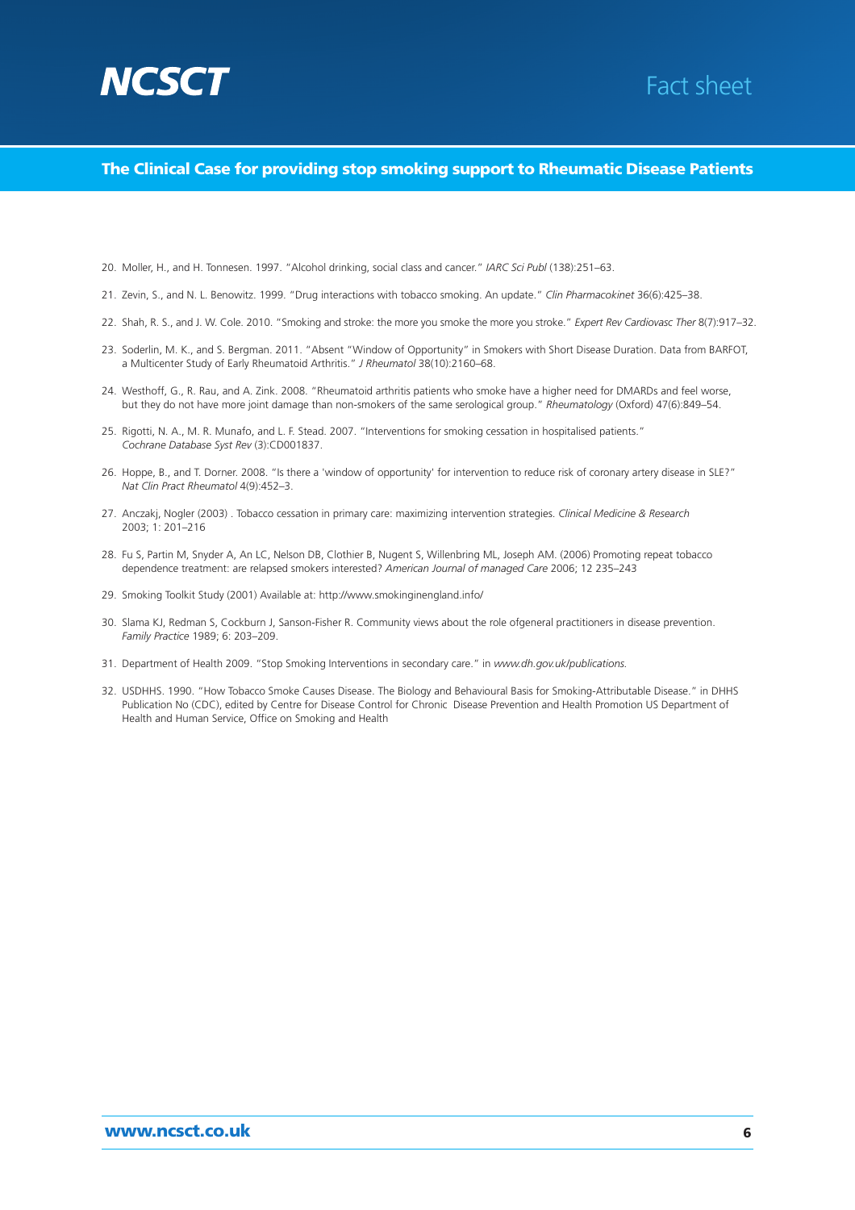20. Moller, H., and H. Tonnesen. 1997. "Alcohol drinking, social class and cancer." *IARC Sci Publ* (138):251–63.

21. Zevin, S., and N. L. Benowitz. 1999. "Drug interactions with tobacco smoking. An update." *Clin Pharmacokinet* 36(6):425–38.

22. Shah, R. S., and J. W. Cole. 2010. "Smoking and stroke: the more you smoke the more you stroke." *Expert Rev Cardiovasc Ther* 8(7):917–32.

23. Soderlin, M. K., and S. Bergman. 2011. "Absent "Window of Opportunity" in Smokers with Short Disease Duration. Data from BARFOT, a Multicenter Study of Early Rheumatoid Arthritis." *J Rheumatol* 38(10):2160–68.

24. Westhoff, G., R. Rau, and A. Zink. 2008. "Rheumatoid arthritis patients who smoke have a higher need for DMARDs and feel worse, but they do not have more joint damage than non-smokers of the same serological group." *Rheumatology* (Oxford) 47(6):849–54.

25. Rigotti, N. A., M. R. Munafo, and L. F. Stead. 2007. "Interventions for smoking cessation in hospitalised patients." *Cochrane Database Syst Rev* (3):CD001837.

26. Hoppe, B., and T. Dorner. 2008. "Is there a 'window of opportunity' for intervention to reduce risk of coronary artery disease in SLE?" *Nat Clin Pract Rheumatol* 4(9):452–3.

27. Anczakj, Nogler (2003) . Tobacco cessation in primary care: maximizing intervention strategies. *Clinical Medicine & Research* 2003; 1: 201–216

28. Fu S, Partin M, Snyder A, An LC, Nelson DB, Clothier B, Nugent S, Willenbring ML, Joseph AM. (2006) Promoting repeat tobacco dependence treatment: are relapsed smokers interested? *American Journal of managed Care* 2006; 12 235–243

29. Smoking Toolkit Study (2001) Available at: http://www.smokinginengland.info/

30. Slama KJ, Redman S, Cockburn J, Sanson-Fisher R. Community views about the role ofgeneral practitioners in disease prevention. *Family Practice* 1989; 6: 203–209.

31. Department of Health 2009. "Stop Smoking Interventions in secondary care." in *www.dh.gov.uk/publications.*

32. USDHHS. 1990. "How Tobacco Smoke Causes Disease. The Biology and Behavioural Basis for Smoking-Attributable Disease." in DHHS Publication No (CDC), edited by Centre for Disease Control for Chronic Disease Prevention and Health Promotion US Department of Health and Human Service, Office on Smoking and Health